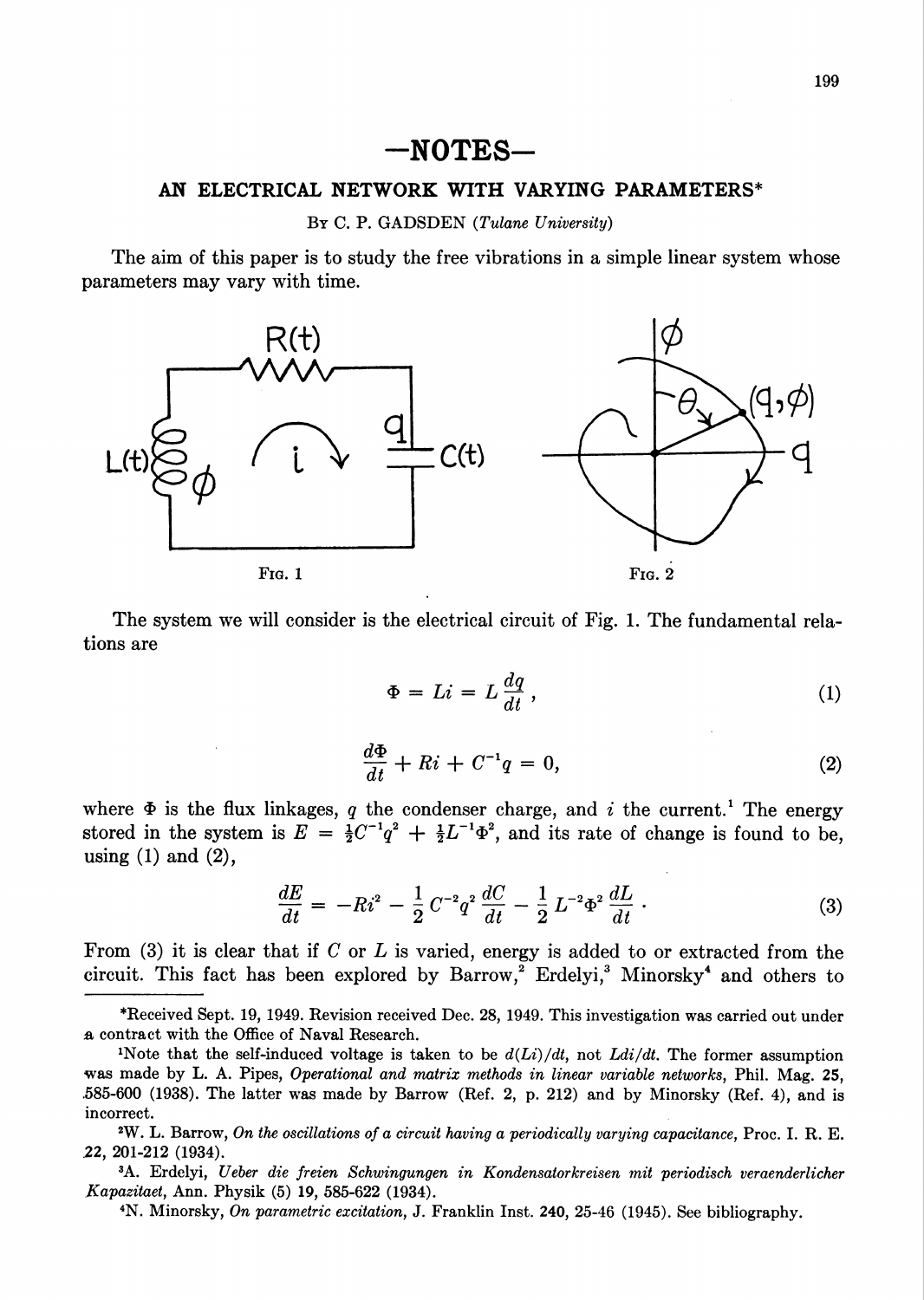# —NOTES—

## AN ELECTRICAL NETWORK WITH VARYING PARAMETERS*

By C. P. GADSDEN (*Tulane University*)

The aim of this paper is to study the free vibrations in a simple linear system whose parameters may vary with time.

FIG. 1

FIG. 2

The system we will consider is the electrical circuit of Fig. 1. The fundamental relations are

$$\Phi = Li = L\frac{dq}{dt}, \tag{1}$$

$$\frac{d\Phi}{dt} + Ri + C^{-1}q = 0, \tag{2}$$

where $\Phi$ is the flux linkages, $q$ the condenser charge, and $i$ the current.[1] The energy stored in the system is $E = \frac{1}{2}C^{-1}q^2 + \frac{1}{2}L^{-1}\Phi^2$, and its rate of change is found to be, using (1) and (2),

$$\frac{dE}{dt} = -Ri^2 - \frac{1}{2}C^{-2}q^2\frac{dC}{dt} - \frac{1}{2}L^{-2}\Phi^2\frac{dL}{dt}. \tag{3}$$

From (3) it is clear that if $C$ or $L$ is varied, energy is added to or extracted from the circuit. This fact has been explored by Barrow,[2] Erdelyi,[3] Minorsky[4] and others to

---

*Received Sept. 19, 1949. Revision received Dec. 28, 1949. This investigation was carried out under a contract with the Office of Naval Research.

[1]Note that the self-induced voltage is taken to be $d(Li)/dt$, not $Ldi/dt$. The former assumption was made by L. A. Pipes, *Operational and matrix methods in linear variable networks*, Phil. Mag. **25**, 585-600 (1938). The latter was made by Barrow (Ref. 2, p. 212) and by Minorsky (Ref. 4), and is incorrect.

[2]W. L. Barrow, *On the oscillations of a circuit having a periodically varying capacitance*, Proc. I. R. E. **22**, 201-212 (1934).

[3]A. Erdelyi, *Ueber die freien Schwingungen in Kondensatorkreisen mit periodisch veraenderlicher Kapazitaet*, Ann. Physik (5) **19**, 585-622 (1934).

[4]N. Minorsky, *On parametric excitation*, J. Franklin Inst. **240**, 25-46 (1945). See bibliography.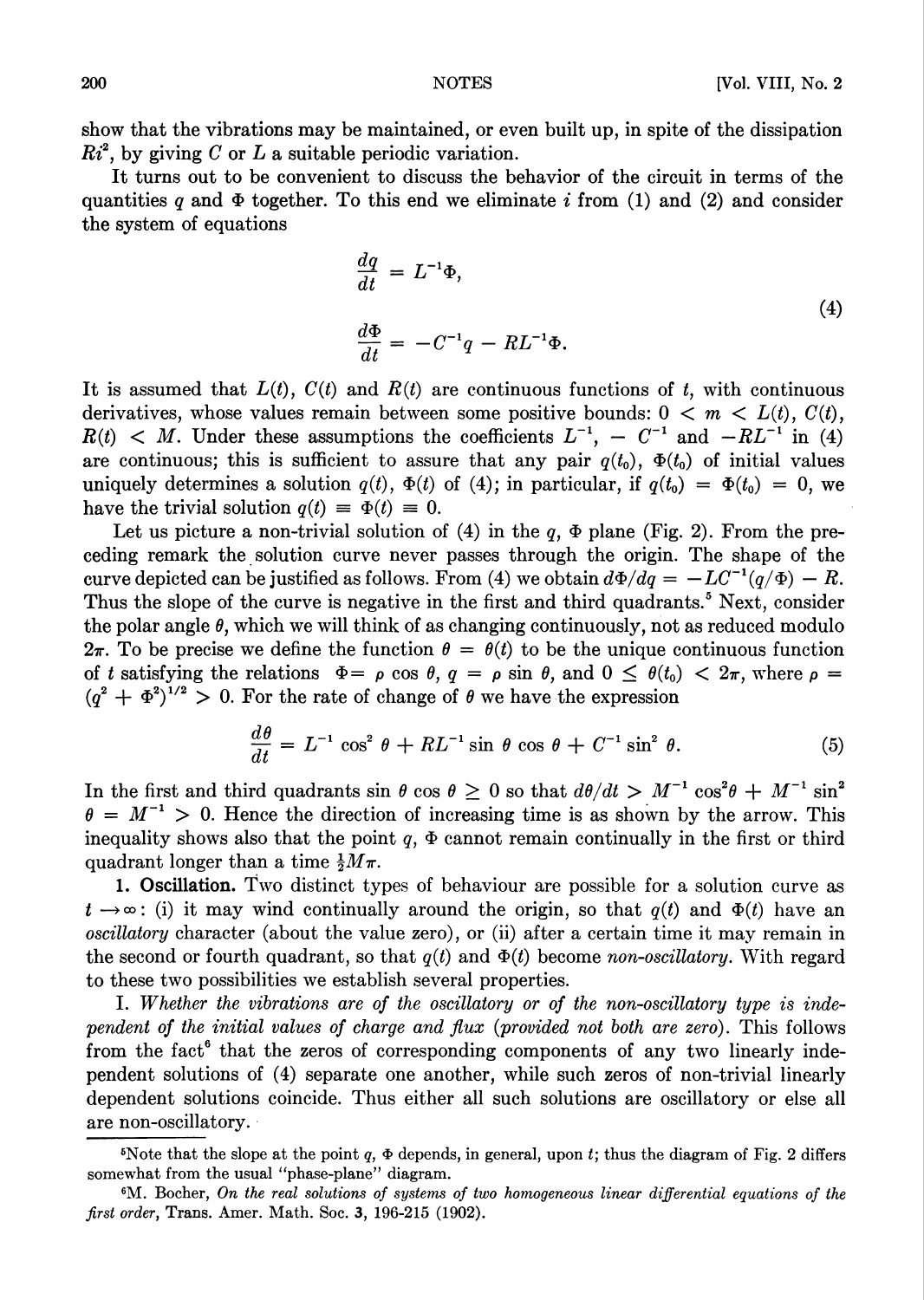show that the vibrations may be maintained, or even built up, in spite of the dissipation $Ri^2$, by giving $C$ or $L$ a suitable periodic variation.

It turns out to be convenient to discuss the behavior of the circuit in terms of the quantities $q$ and $\Phi$ together. To this end we eliminate $i$ from (1) and (2) and consider the system of equations

$$\frac{dq}{dt} = L^{-1}\Phi,$$
$$\frac{d\Phi}{dt} = -C^{-1}q - RL^{-1}\Phi. \tag{4}$$

It is assumed that $L(t)$, $C(t)$ and $R(t)$ are continuous functions of $t$, with continuous derivatives, whose values remain between some positive bounds: $0 < m < L(t)$, $C(t)$, $R(t) < M$. Under these assumptions the coefficients $L^{-1}$, $-C^{-1}$ and $-RL^{-1}$ in (4) are continuous; this is sufficient to assure that any pair $q(t_0)$, $\Phi(t_0)$ of initial values uniquely determines a solution $q(t)$, $\Phi(t)$ of (4); in particular, if $q(t_0) = \Phi(t_0) = 0$, we have the trivial solution $q(t) \equiv \Phi(t) \equiv 0$.

Let us picture a non-trivial solution of (4) in the $q$, $\Phi$ plane (Fig. 2). From the preceding remark the solution curve never passes through the origin. The shape of the curve depicted can be justified as follows. From (4) we obtain $d\Phi/dq = -LC^{-1}(q/\Phi) - R$. Thus the slope of the curve is negative in the first and third quadrants.[5] Next, consider the polar angle $\theta$, which we will think of as changing continuously, not as reduced modulo $2\pi$. To be precise we define the function $\theta = \theta(t)$ to be the unique continuous function of $t$ satisfying the relations $\Phi = \rho \cos \theta$, $q = \rho \sin \theta$, and $0 \leq \theta(t_0) < 2\pi$, where $\rho = (q^2 + \Phi^2)^{1/2} > 0$. For the rate of change of $\theta$ we have the expression

$$\frac{d\theta}{dt} = L^{-1} \cos^2 \theta + RL^{-1} \sin \theta \cos \theta + C^{-1} \sin^2 \theta. \tag{5}$$

In the first and third quadrants $\sin \theta \cos \theta \geq 0$ so that $d\theta/dt > M^{-1} \cos^2\theta + M^{-1} \sin^2 \theta = M^{-1} > 0$. Hence the direction of increasing time is as shown by the arrow. This inequality shows also that the point $q$, $\Phi$ cannot remain continually in the first or third quadrant longer than a time $\frac{1}{2}M\pi$.

**1. Oscillation.** Two distinct types of behaviour are possible for a solution curve as $t \to \infty$: (i) it may wind continually around the origin, so that $q(t)$ and $\Phi(t)$ have an *oscillatory* character (about the value zero), or (ii) after a certain time it may remain in the second or fourth quadrant, so that $q(t)$ and $\Phi(t)$ become *non-oscillatory*. With regard to these two possibilities we establish several properties.

I. *Whether the vibrations are of the oscillatory or of the non-oscillatory type is independent of the initial values of charge and flux (provided not both are zero).* This follows from the fact[6] that the zeros of corresponding components of any two linearly independent solutions of (4) separate one another, while such zeros of non-trivial linearly dependent solutions coincide. Thus either all such solutions are oscillatory or else all are non-oscillatory.

---

[5]Note that the slope at the point $q$, $\Phi$ depends, in general, upon $t$; thus the diagram of Fig. 2 differs somewhat from the usual "phase-plane" diagram.

[6]M. Bocher, *On the real solutions of systems of two homogeneous linear differential equations of the first order*, Trans. Amer. Math. Soc. **3**, 196-215 (1902).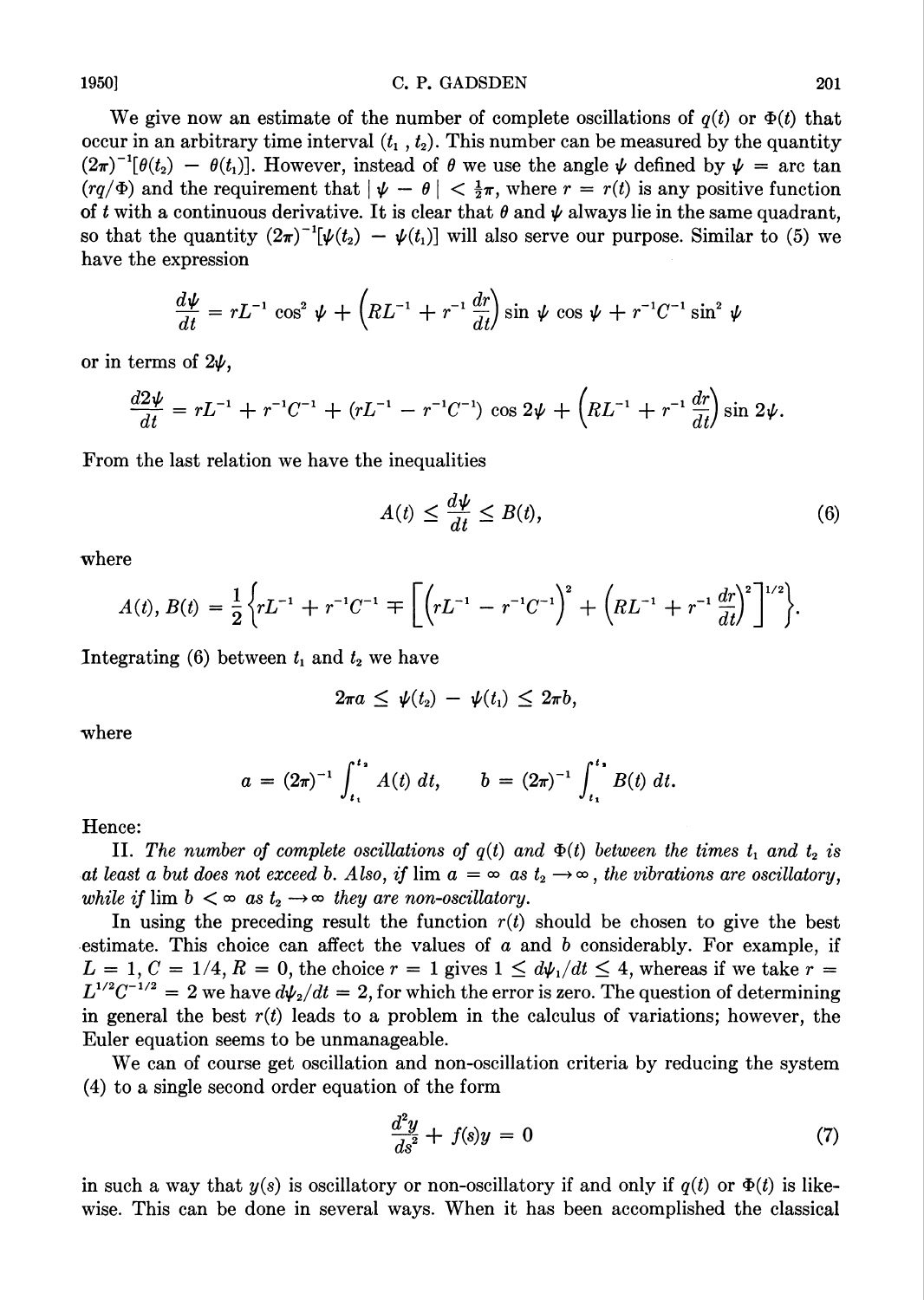We give now an estimate of the number of complete oscillations of $q(t)$ or $\Phi(t)$ that occur in an arbitrary time interval $(t_1, t_2)$. This number can be measured by the quantity $(2\pi)^{-1}[\theta(t_2) - \theta(t_1)]$. However, instead of $\theta$ we use the angle $\psi$ defined by $\psi = \arctan (rq/\Phi)$ and the requirement that $|\psi - \theta| < \frac{1}{2}\pi$, where $r = r(t)$ is any positive function of $t$ with a continuous derivative. It is clear that $\theta$ and $\psi$ always lie in the same quadrant, so that the quantity $(2\pi)^{-1}[\psi(t_2) - \psi(t_1)]$ will also serve our purpose. Similar to (5) we have the expression

$$\frac{d\psi}{dt} = rL^{-1} \cos^2 \psi + \left(RL^{-1} + r^{-1} \frac{dr}{dt}\right) \sin \psi \cos \psi + r^{-1}C^{-1} \sin^2 \psi$$

or in terms of $2\psi$,

$$\frac{d2\psi}{dt} = rL^{-1} + r^{-1}C^{-1} + (rL^{-1} - r^{-1}C^{-1}) \cos 2\psi + \left(RL^{-1} + r^{-1} \frac{dr}{dt}\right) \sin 2\psi.$$

From the last relation we have the inequalities

$$A(t) \leq \frac{d\psi}{dt} \leq B(t), \tag{6}$$

where

$$A(t), B(t) = \frac{1}{2}\left\{rL^{-1} + r^{-1}C^{-1} \mp \left[\left(rL^{-1} - r^{-1}C^{-1}\right)^2 + \left(RL^{-1} + r^{-1}\frac{dr}{dt}\right)^2\right]^{1/2}\right\}.$$

Integrating (6) between $t_1$ and $t_2$ we have

$$2\pi a \leq \psi(t_2) - \psi(t_1) \leq 2\pi b,$$

where

$$a = (2\pi)^{-1} \int_{t_1}^{t_2} A(t)\, dt, \qquad b = (2\pi)^{-1} \int_{t_1}^{t_2} B(t)\, dt.$$

Hence:

II. *The number of complete oscillations of $q(t)$ and $\Phi(t)$ between the times $t_1$ and $t_2$ is at least $a$ but does not exceed $b$. Also, if $\lim a = \infty$ as $t_2 \to \infty$, the vibrations are oscillatory, while if $\lim b < \infty$ as $t_2 \to \infty$ they are non-oscillatory.*

In using the preceding result the function $r(t)$ should be chosen to give the best estimate. This choice can affect the values of $a$ and $b$ considerably. For example, if $L = 1$, $C = 1/4$, $R = 0$, the choice $r = 1$ gives $1 \leq d\psi_1/dt \leq 4$, whereas if we take $r = L^{1/2}C^{-1/2} = 2$ we have $d\psi_2/dt = 2$, for which the error is zero. The question of determining in general the best $r(t)$ leads to a problem in the calculus of variations; however, the Euler equation seems to be unmanageable.

We can of course get oscillation and non-oscillation criteria by reducing the system (4) to a single second order equation of the form

$$\frac{d^2y}{ds^2} + f(s)y = 0 \tag{7}$$

in such a way that $y(s)$ is oscillatory or non-oscillatory if and only if $q(t)$ or $\Phi(t)$ is likewise. This can be done in several ways. When it has been accomplished the classical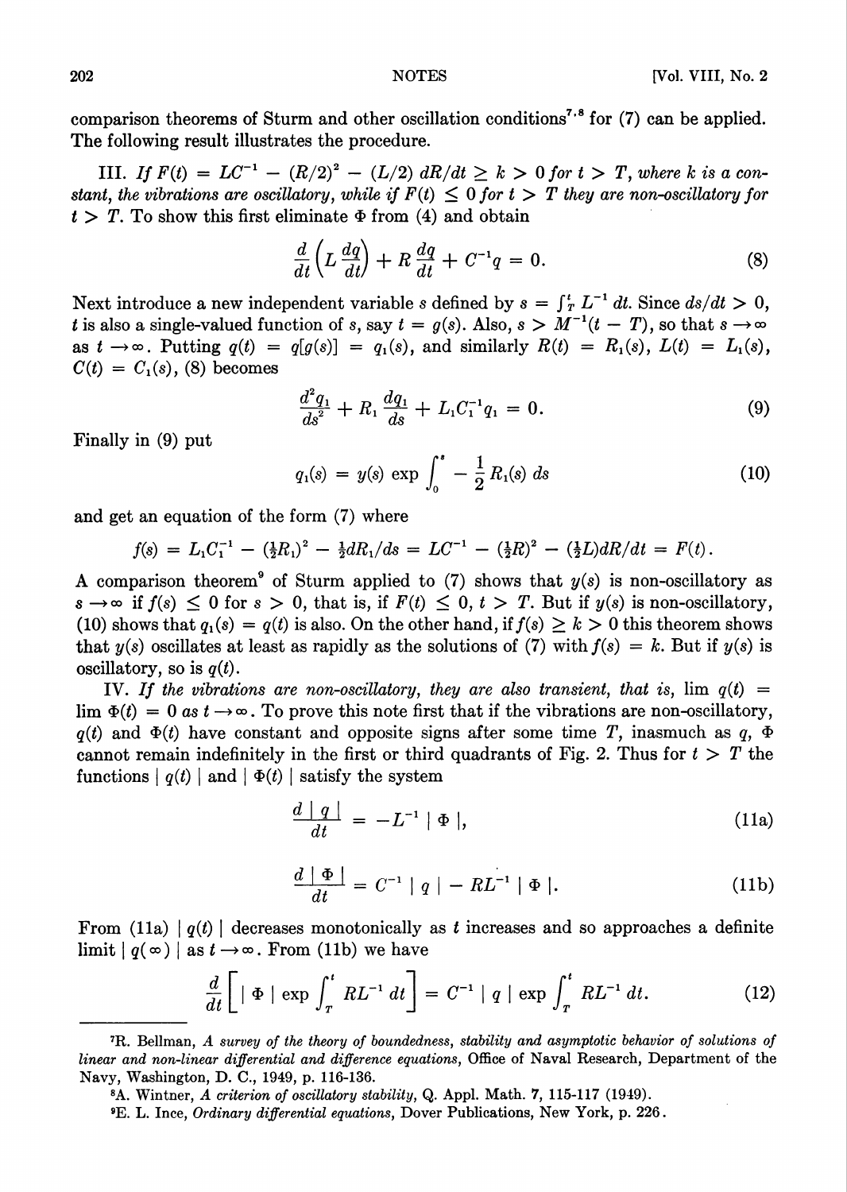comparison theorems of Sturm and other oscillation conditions[7,8] for (7) can be applied. The following result illustrates the procedure.

III. *If $F(t) = LC^{-1} - (R/2)^2 - (L/2)\, dR/dt \geq k > 0$ for $t > T$, where $k$ is a constant, the vibrations are oscillatory, while if $F(t) \leq 0$ for $t > T$ they are non-oscillatory for $t > T$.* To show this first eliminate $\Phi$ from (4) and obtain

$$\frac{d}{dt}\left(L\frac{dq}{dt}\right) + R\frac{dq}{dt} + C^{-1}q = 0. \tag{8}$$

Next introduce a new independent variable $s$ defined by $s = \int_T^t L^{-1}\, dt$. Since $ds/dt > 0$, $t$ is also a single-valued function of $s$, say $t = g(s)$. Also, $s > M^{-1}(t - T)$, so that $s \to \infty$ as $t \to \infty$. Putting $q(t) = q[g(s)] = q_1(s)$, and similarly $R(t) = R_1(s)$, $L(t) = L_1(s)$, $C(t) = C_1(s)$, (8) becomes

$$\frac{d^2 q_1}{ds^2} + R_1\frac{dq_1}{ds} + L_1 C_1^{-1} q_1 = 0. \tag{9}$$

Finally in (9) put

$$q_1(s) = y(s) \exp \int_0^s -\frac{1}{2}R_1(s)\, ds \tag{10}$$

and get an equation of the form (7) where

$$f(s) = L_1C_1^{-1} - (\tfrac{1}{2}R_1)^2 - \tfrac{1}{2}dR_1/ds = LC^{-1} - (\tfrac{1}{2}R)^2 - (\tfrac{1}{2}L)dR/dt = F(t).$$

A comparison theorem[9] of Sturm applied to (7) shows that $y(s)$ is non-oscillatory as $s \to \infty$ if $f(s) \leq 0$ for $s > 0$, that is, if $F(t) \leq 0$, $t > T$. But if $y(s)$ is non-oscillatory, (10) shows that $q_1(s) = q(t)$ is also. On the other hand, if $f(s) \geq k > 0$ this theorem shows that $y(s)$ oscillates at least as rapidly as the solutions of (7) with $f(s) = k$. But if $y(s)$ is oscillatory, so is $q(t)$.

IV. *If the vibrations are non-oscillatory, they are also transient, that is, $\lim q(t) = \lim \Phi(t) = 0$ as $t \to \infty$.* To prove this note first that if the vibrations are non-oscillatory, $q(t)$ and $\Phi(t)$ have constant and opposite signs after some time $T$, inasmuch as $q$, $\Phi$ cannot remain indefinitely in the first or third quadrants of Fig. 2. Thus for $t > T$ the functions $|q(t)|$ and $|\Phi(t)|$ satisfy the system

$$\frac{d\,|q|}{dt} = -L^{-1}\,|\Phi|, \tag{11a}$$

$$\frac{d\,|\Phi|}{dt} = C^{-1}\,|q| - RL^{-1}\,|\Phi|. \tag{11b}$$

From (11a) $|q(t)|$ decreases monotonically as $t$ increases and so approaches a definite limit $|q(\infty)|$ as $t \to \infty$. From (11b) we have

$$\frac{d}{dt}\left[|\Phi| \exp \int_T^t RL^{-1}\, dt\right] = C^{-1}\,|q| \exp \int_T^t RL^{-1}\, dt. \tag{12}$$

---

[7] R. Bellman, *A survey of the theory of boundedness, stability and asymptotic behavior of solutions of linear and non-linear differential and difference equations*, Office of Naval Research, Department of the Navy, Washington, D. C., 1949, p. 116-136.

[8] A. Wintner, *A criterion of oscillatory stability*, Q. Appl. Math. 7, 115-117 (1949).

[9] E. L. Ince, *Ordinary differential equations*, Dover Publications, New York, p. 226.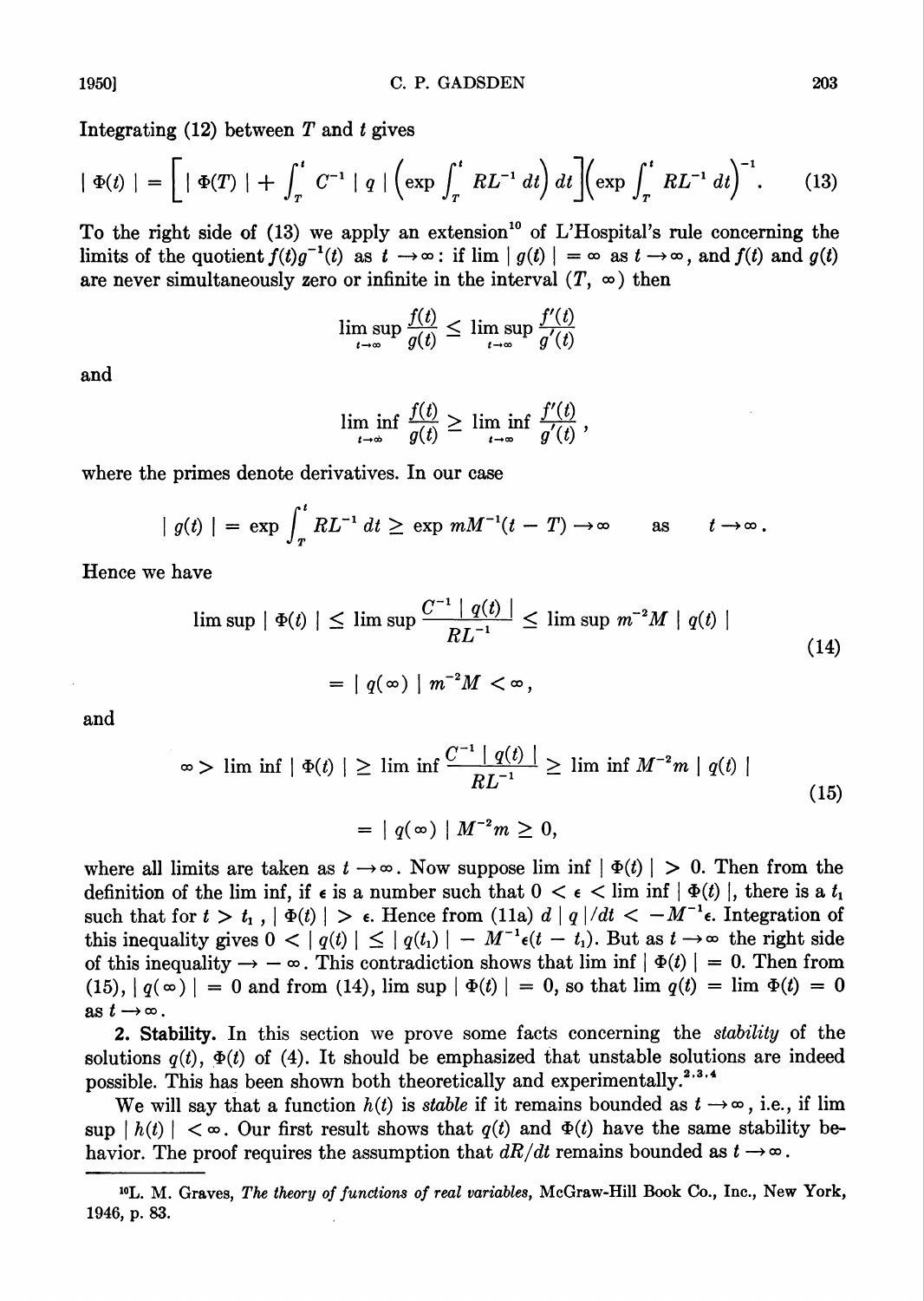Integrating (12) between $T$ and $t$ gives

$$| \Phi(t) | = \left[ | \Phi(T) | + \int_T^t C^{-1} | q | \left( \exp \int_T^t RL^{-1} \, dt \right) dt \right] \left( \exp \int_T^t RL^{-1} \, dt \right)^{-1}. \tag{13}$$

To the right side of (13) we apply an extension[10] of L'Hospital's rule concerning the limits of the quotient $f(t)g^{-1}(t)$ as $t \to \infty$: if $\lim | g(t) | = \infty$ as $t \to \infty$, and $f(t)$ and $g(t)$ are never simultaneously zero or infinite in the interval $(T, \infty)$ then

$$\limsup_{t \to \infty} \frac{f(t)}{g(t)} \leq \limsup_{t \to \infty} \frac{f'(t)}{g'(t)}$$

and

$$\liminf_{t \to \infty} \frac{f(t)}{g(t)} \geq \liminf_{t \to \infty} \frac{f'(t)}{g'(t)},$$

where the primes denote derivatives. In our case

$$| g(t) | = \exp \int_T^t RL^{-1} \, dt \geq \exp mM^{-1}(t - T) \to \infty \qquad \text{as} \qquad t \to \infty.$$

Hence we have

$$\begin{aligned} \limsup | \Phi(t) | &\leq \limsup \frac{C^{-1} | q(t) |}{RL^{-1}} \leq \limsup m^{-2} M | q(t) | \\ &= | q(\infty) | m^{-2} M < \infty, \end{aligned} \tag{14}$$

and

$$\begin{aligned} \infty > \liminf | \Phi(t) | &\geq \liminf \frac{C^{-1} | q(t) |}{RL^{-1}} \geq \liminf M^{-2} m | q(t) | \\ &= | q(\infty) | M^{-2} m \geq 0, \end{aligned} \tag{15}$$

where all limits are taken as $t \to \infty$. Now suppose $\liminf | \Phi(t) | > 0$. Then from the definition of the lim inf, if $\epsilon$ is a number such that $0 < \epsilon < \liminf | \Phi(t) |$, there is a $t_1$ such that for $t > t_1$, $| \Phi(t) | > \epsilon$. Hence from (11a) $d | q | / dt < -M^{-1}\epsilon$. Integration of this inequality gives $0 < | q(t) | \leq | q(t_1) | - M^{-1}\epsilon(t - t_1)$. But as $t \to \infty$ the right side of this inequality $\to -\infty$. This contradiction shows that $\liminf | \Phi(t) | = 0$. Then from (15), $| q(\infty) | = 0$ and from (14), $\limsup | \Phi(t) | = 0$, so that $\lim q(t) = \lim \Phi(t) = 0$ as $t \to \infty$.

**2. Stability.** In this section we prove some facts concerning the *stability* of the solutions $q(t)$, $\Phi(t)$ of (4). It should be emphasized that unstable solutions are indeed possible. This has been shown both theoretically and experimentally.[2,3,4]

We will say that a function $h(t)$ is *stable* if it remains bounded as $t \to \infty$, i.e., if $\limsup | h(t) | < \infty$. Our first result shows that $q(t)$ and $\Phi(t)$ have the same stability behavior. The proof requires the assumption that $dR/dt$ remains bounded as $t \to \infty$.

---

[10] L. M. Graves, *The theory of functions of real variables*, McGraw-Hill Book Co., Inc., New York, 1946, p. 83.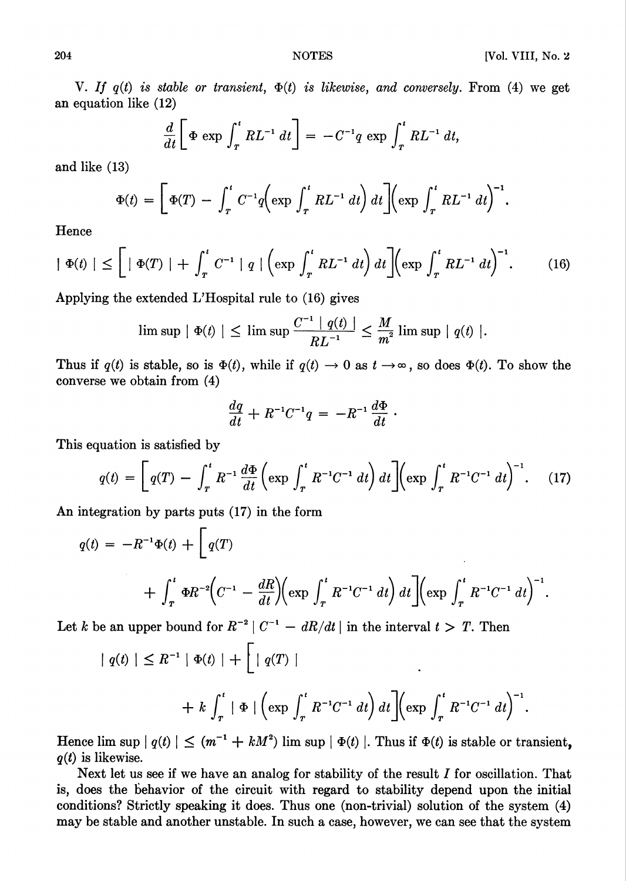V. *If $q(t)$ is stable or transient, $\Phi(t)$ is likewise, and conversely.* From (4) we get an equation like (12)

$$\frac{d}{dt}\left[\Phi \exp \int_T^t RL^{-1}\, dt\right] = -C^{-1}q \exp \int_T^t RL^{-1}\, dt,$$

and like (13)

$$\Phi(t) = \left[\Phi(T) - \int_T^t C^{-1}q\left(\exp \int_T^t RL^{-1}\, dt\right) dt\right]\left(\exp \int_T^t RL^{-1}\, dt\right)^{-1}.$$

Hence

$$|\Phi(t)| \leq \left[|\Phi(T)| + \int_T^t C^{-1}|q|\left(\exp \int_T^t RL^{-1}\, dt\right) dt\right]\left(\exp \int_T^t RL^{-1}\, dt\right)^{-1}. \tag{16}$$

Applying the extended L'Hospital rule to (16) gives

$$\limsup |\Phi(t)| \leq \limsup \frac{C^{-1}|q(t)|}{RL^{-1}} \leq \frac{M}{m^2} \limsup |q(t)|.$$

Thus if $q(t)$ is stable, so is $\Phi(t)$, while if $q(t) \to 0$ as $t \to \infty$, so does $\Phi(t)$. To show the converse we obtain from (4)

$$\frac{dq}{dt} + R^{-1}C^{-1}q = -R^{-1}\frac{d\Phi}{dt}\,.$$

This equation is satisfied by

$$q(t) = \left[q(T) - \int_T^t R^{-1}\frac{d\Phi}{dt}\left(\exp \int_T^t R^{-1}C^{-1}\, dt\right) dt\right]\left(\exp \int_T^t R^{-1}C^{-1}\, dt\right)^{-1}. \tag{17}$$

An integration by parts puts (17) in the form

$$q(t) = -R^{-1}\Phi(t) + \left[q(T) + \int_T^t \Phi R^{-2}\left(C^{-1} - \frac{dR}{dt}\right)\left(\exp \int_T^t R^{-1}C^{-1}\, dt\right) dt\right]\left(\exp \int_T^t R^{-1}C^{-1}\, dt\right)^{-1}.$$

Let $k$ be an upper bound for $R^{-2}\,|C^{-1} - dR/dt|$ in the interval $t > T$. Then

$$|q(t)| \leq R^{-1}|\Phi(t)| + \left[|q(T)| + k\int_T^t |\Phi|\left(\exp \int_T^t R^{-1}C^{-1}\, dt\right) dt\right]\left(\exp \int_T^t R^{-1}C^{-1}\, dt\right)^{-1}.$$

Hence $\limsup |q(t)| \leq (m^{-1} + kM^2) \limsup |\Phi(t)|$. Thus if $\Phi(t)$ is stable or transient, $q(t)$ is likewise.

Next let us see if we have an analog for stability of the result *I* for oscillation. That is, does the behavior of the circuit with regard to stability depend upon the initial conditions? Strictly speaking it does. Thus one (non-trivial) solution of the system (4) may be stable and another unstable. In such a case, however, we can see that the system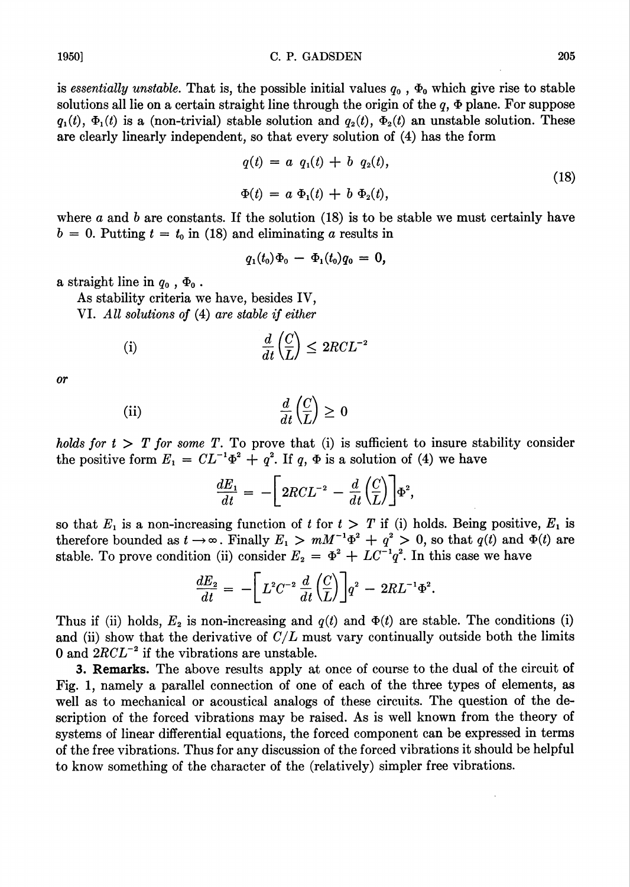is *essentially unstable*. That is, the possible initial values $q_0$, $\Phi_0$ which give rise to stable solutions all lie on a certain straight line through the origin of the $q$, $\Phi$ plane. For suppose $q_1(t)$, $\Phi_1(t)$ is a (non-trivial) stable solution and $q_2(t)$, $\Phi_2(t)$ an unstable solution. These are clearly linearly independent, so that every solution of (4) has the form

$$
\begin{aligned}
q(t) &= a\ q_1(t) + b\ q_2(t), \\
\Phi(t) &= a\ \Phi_1(t) + b\ \Phi_2(t),
\end{aligned}
\tag{18}
$$

where $a$ and $b$ are constants. If the solution (18) is to be stable we must certainly have $b = 0$. Putting $t = t_0$ in (18) and eliminating $a$ results in

$$q_1(t_0)\Phi_0 - \Phi_1(t_0)q_0 = 0,$$

a straight line in $q_0$, $\Phi_0$.

As stability criteria we have, besides IV,

VI. *All solutions of* (4) *are stable if either*

(i) $$\frac{d}{dt}\left(\frac{C}{L}\right) \leq 2RCL^{-2}$$

*or*

(ii) $$\frac{d}{dt}\left(\frac{C}{L}\right) \geq 0$$

*holds for* $t > T$ *for some* $T$. To prove that (i) is sufficient to insure stability consider the positive form $E_1 = CL^{-1}\Phi^2 + q^2$. If $q$, $\Phi$ is a solution of (4) we have

$$\frac{dE_1}{dt} = -\left[2RCL^{-2} - \frac{d}{dt}\left(\frac{C}{L}\right)\right]\Phi^2,$$

so that $E_1$ is a non-increasing function of $t$ for $t > T$ if (i) holds. Being positive, $E_1$ is therefore bounded as $t \to \infty$. Finally $E_1 > mM^{-1}\Phi^2 + q^2 > 0$, so that $q(t)$ and $\Phi(t)$ are stable. To prove condition (ii) consider $E_2 = \Phi^2 + LC^{-1}q^2$. In this case we have

$$\frac{dE_2}{dt} = -\left[L^2C^{-2}\frac{d}{dt}\left(\frac{C}{L}\right)\right]q^2 - 2RL^{-1}\Phi^2.$$

Thus if (ii) holds, $E_2$ is non-increasing and $q(t)$ and $\Phi(t)$ are stable. The conditions (i) and (ii) show that the derivative of $C/L$ must vary continually outside both the limits 0 and $2RCL^{-2}$ if the vibrations are unstable.

**3. Remarks.** The above results apply at once of course to the dual of the circuit of Fig. 1, namely a parallel connection of one of each of the three types of elements, as well as to mechanical or acoustical analogs of these circuits. The question of the description of the forced vibrations may be raised. As is well known from the theory of systems of linear differential equations, the forced component can be expressed in terms of the free vibrations. Thus for any discussion of the forced vibrations it should be helpful to know something of the character of the (relatively) simpler free vibrations.